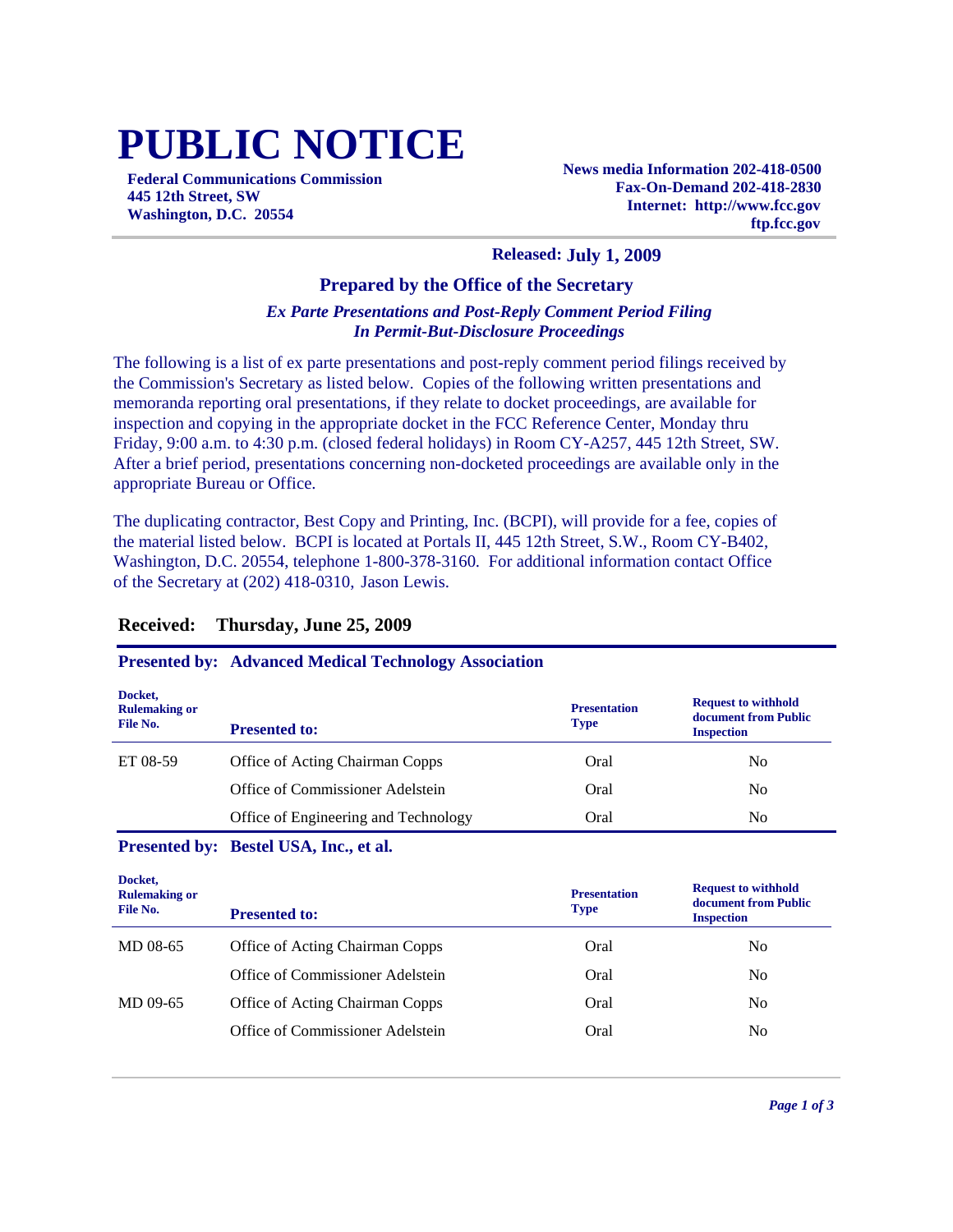# PUBLIC NOTICE

**Federal Communications Commission**
**445 12th Street, SW**
**Washington, D.C. 20554**

**News media Information 202-418-0500**
**Fax-On-Demand 202-418-2830**
**Internet: http://www.fcc.gov**
**ftp.fcc.gov**

**Released: July 1, 2009**

## Prepared by the Office of the Secretary

***Ex Parte Presentations and Post-Reply Comment Period Filing***
***In Permit-But-Disclosure Proceedings***

The following is a list of ex parte presentations and post-reply comment period filings received by the Commission's Secretary as listed below. Copies of the following written presentations and memoranda reporting oral presentations, if they relate to docket proceedings, are available for inspection and copying in the appropriate docket in the FCC Reference Center, Monday thru Friday, 9:00 a.m. to 4:30 p.m. (closed federal holidays) in Room CY-A257, 445 12th Street, SW. After a brief period, presentations concerning non-docketed proceedings are available only in the appropriate Bureau or Office.

The duplicating contractor, Best Copy and Printing, Inc. (BCPI), will provide for a fee, copies of the material listed below. BCPI is located at Portals II, 445 12th Street, S.W., Room CY-B402, Washington, D.C. 20554, telephone 1-800-378-3160. For additional information contact Office of the Secretary at (202) 418-0310, Jason Lewis.

### Received: Thursday, June 25, 2009

**Presented by: Advanced Medical Technology Association**

| Docket, Rulemaking or File No. | Presented to: | Presentation Type | Request to withhold document from Public Inspection |
|---|---|---|---|
| ET 08-59 | Office of Acting Chairman Copps | Oral | No |
| | Office of Commissioner Adelstein | Oral | No |
| | Office of Engineering and Technology | Oral | No |

**Presented by: Bestel USA, Inc., et al.**

| Docket, Rulemaking or File No. | Presented to: | Presentation Type | Request to withhold document from Public Inspection |
|---|---|---|---|
| MD 08-65 | Office of Acting Chairman Copps | Oral | No |
| | Office of Commissioner Adelstein | Oral | No |
| MD 09-65 | Office of Acting Chairman Copps | Oral | No |
| | Office of Commissioner Adelstein | Oral | No |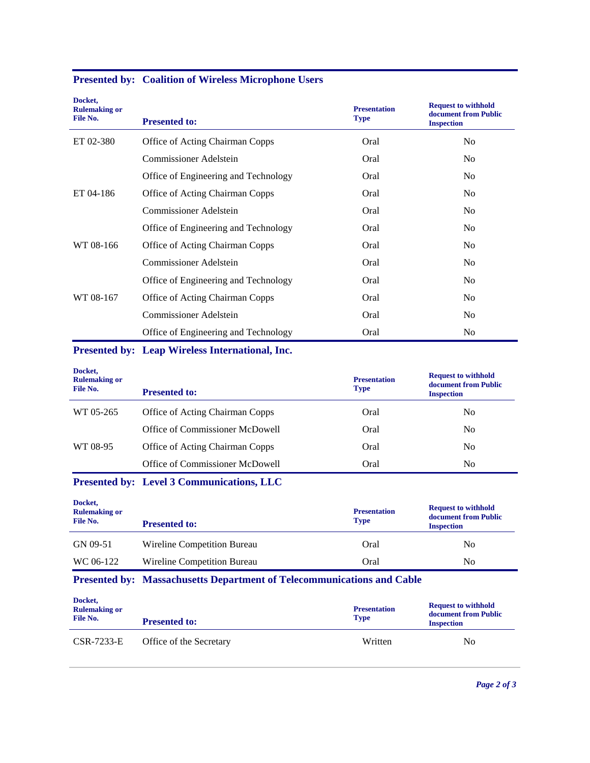**Presented by: Coalition of Wireless Microphone Users**

| Docket, Rulemaking or File No. | Presented to: | Presentation Type | Request to withhold document from Public Inspection |
|---|---|---|---|
| ET 02-380 | Office of Acting Chairman Copps | Oral | No |
| | Commissioner Adelstein | Oral | No |
| | Office of Engineering and Technology | Oral | No |
| ET 04-186 | Office of Acting Chairman Copps | Oral | No |
| | Commissioner Adelstein | Oral | No |
| | Office of Engineering and Technology | Oral | No |
| WT 08-166 | Office of Acting Chairman Copps | Oral | No |
| | Commissioner Adelstein | Oral | No |
| | Office of Engineering and Technology | Oral | No |
| WT 08-167 | Office of Acting Chairman Copps | Oral | No |
| | Commissioner Adelstein | Oral | No |
| | Office of Engineering and Technology | Oral | No |

**Presented by: Leap Wireless International, Inc.**

| Docket, Rulemaking or File No. | Presented to: | Presentation Type | Request to withhold document from Public Inspection |
|---|---|---|---|
| WT 05-265 | Office of Acting Chairman Copps | Oral | No |
| | Office of Commissioner McDowell | Oral | No |
| WT 08-95 | Office of Acting Chairman Copps | Oral | No |
| | Office of Commissioner McDowell | Oral | No |

**Presented by: Level 3 Communications, LLC**

| Docket, Rulemaking or File No. | Presented to: | Presentation Type | Request to withhold document from Public Inspection |
|---|---|---|---|
| GN 09-51 | Wireline Competition Bureau | Oral | No |
| WC 06-122 | Wireline Competition Bureau | Oral | No |

**Presented by: Massachusetts Department of Telecommunications and Cable**

| Docket, Rulemaking or File No. | Presented to: | Presentation Type | Request to withhold document from Public Inspection |
|---|---|---|---|
| CSR-7233-E | Office of the Secretary | Written | No |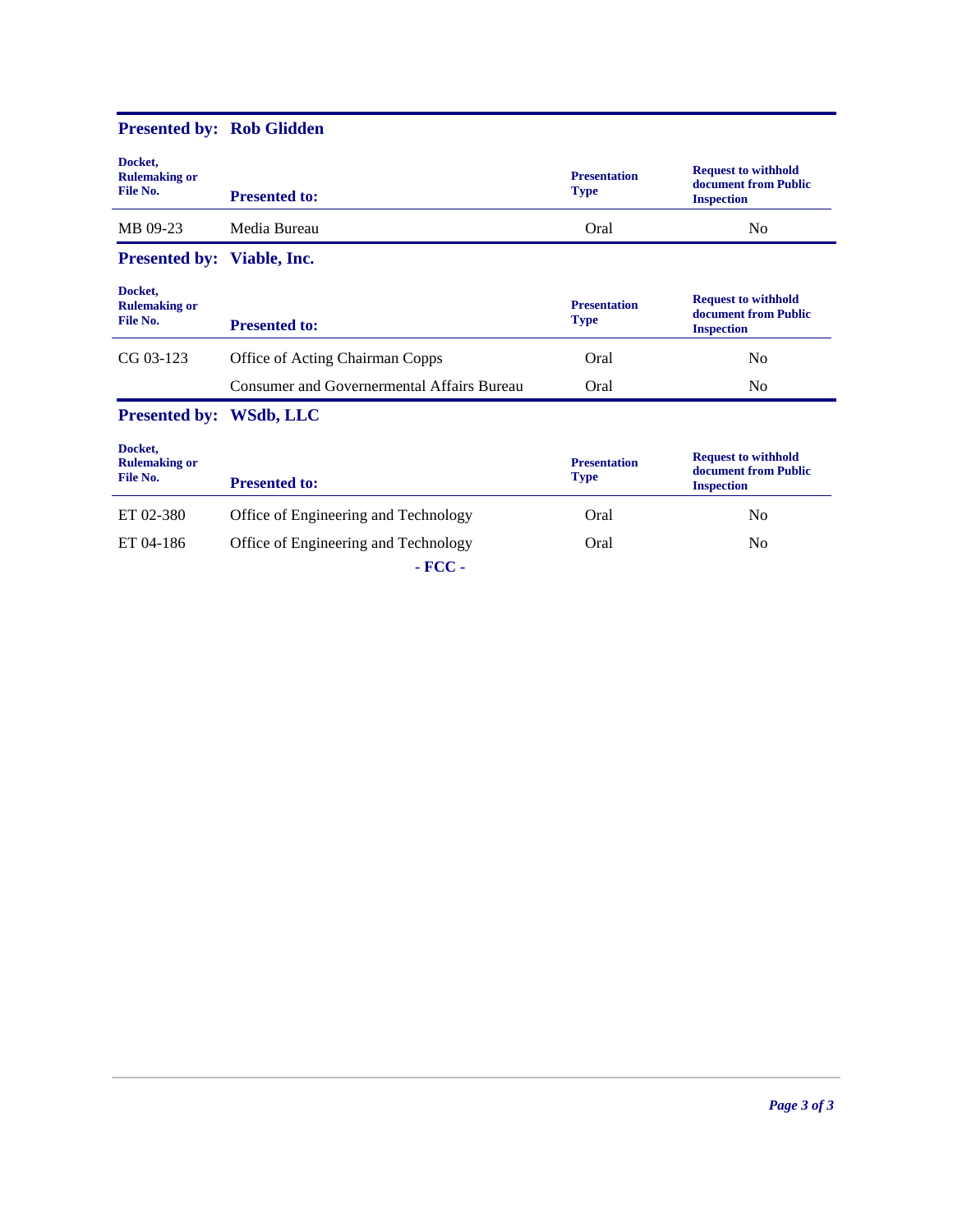## Presented by: Rob Glidden

| Docket, Rulemaking or File No. | Presented to: | Presentation Type | Request to withhold document from Public Inspection |
|---|---|---|---|
| MB 09-23 | Media Bureau | Oral | No |

## Presented by: Viable, Inc.

| Docket, Rulemaking or File No. | Presented to: | Presentation Type | Request to withhold document from Public Inspection |
|---|---|---|---|
| CG 03-123 | Office of Acting Chairman Copps | Oral | No |
| | Consumer and Governermental Affairs Bureau | Oral | No |

## Presented by: WSdb, LLC

| Docket, Rulemaking or File No. | Presented to: | Presentation Type | Request to withhold document from Public Inspection |
|---|---|---|---|
| ET 02-380 | Office of Engineering and Technology | Oral | No |
| ET 04-186 | Office of Engineering and Technology | Oral | No |

**- FCC -**